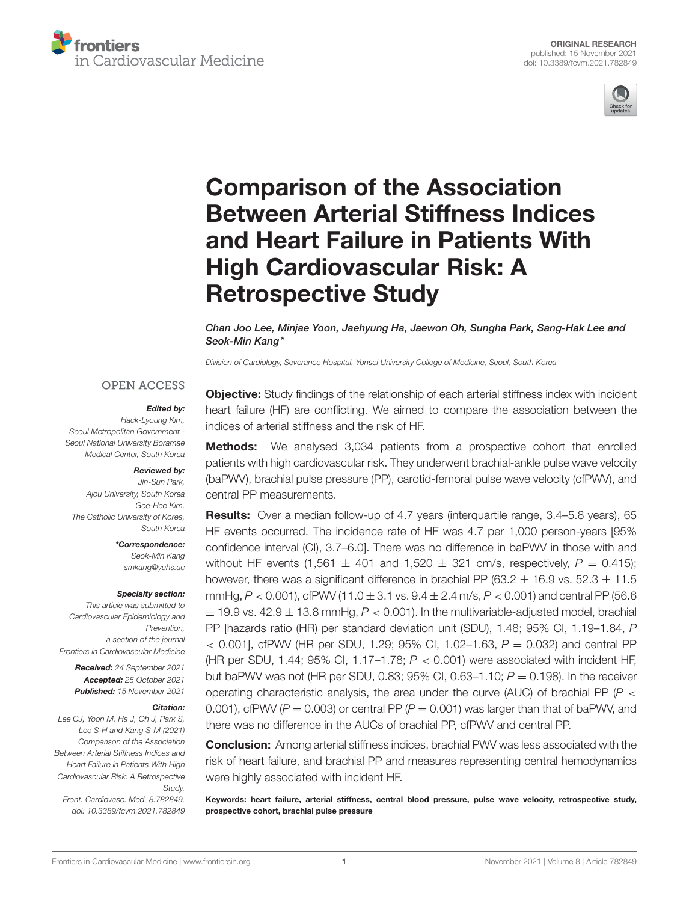ORIGINAL RESEARCH
published: 15 November 2021
doi: 10.3389/fcvm.2021.782849

# Comparison of the Association Between Arterial Stiffness Indices and Heart Failure in Patients With High Cardiovascular Risk: A Retrospective Study

*Chan Joo Lee, Minjae Yoon, Jaehyung Ha, Jaewon Oh, Sungha Park, Sang-Hak Lee and Seok-Min Kang\**

*Division of Cardiology, Severance Hospital, Yonsei University College of Medicine, Seoul, South Korea*

OPEN ACCESS

***Edited by:***
*Hack-Lyoung Kim,*
*Seoul Metropolitan Government - Seoul National University Boramae Medical Center, South Korea*

***Reviewed by:***
*Jin-Sun Park,*
*Ajou University, South Korea*
*Gee-Hee Kim,*
*The Catholic University of Korea, South Korea*

***\*Correspondence:***
*Seok-Min Kang*
*smkang@yuhs.ac*

***Specialty section:***
*This article was submitted to Cardiovascular Epidemiology and Prevention, a section of the journal Frontiers in Cardiovascular Medicine*

***Received:*** *24 September 2021*
***Accepted:*** *25 October 2021*
***Published:*** *15 November 2021*

***Citation:***
*Lee CJ, Yoon M, Ha J, Oh J, Park S, Lee S-H and Kang S-M (2021) Comparison of the Association Between Arterial Stiffness Indices and Heart Failure in Patients With High Cardiovascular Risk: A Retrospective Study. Front. Cardiovasc. Med. 8:782849. doi: 10.3389/fcvm.2021.782849*

**Objective:** Study findings of the relationship of each arterial stiffness index with incident heart failure (HF) are conflicting. We aimed to compare the association between the indices of arterial stiffness and the risk of HF.

**Methods:** We analysed 3,034 patients from a prospective cohort that enrolled patients with high cardiovascular risk. They underwent brachial-ankle pulse wave velocity (baPWV), brachial pulse pressure (PP), carotid-femoral pulse wave velocity (cfPWV), and central PP measurements.

**Results:** Over a median follow-up of 4.7 years (interquartile range, 3.4–5.8 years), 65 HF events occurred. The incidence rate of HF was 4.7 per 1,000 person-years [95% confidence interval (CI), 3.7–6.0]. There was no difference in baPWV in those with and without HF events (1,561 ± 401 and 1,520 ± 321 cm/s, respectively, $P = 0.415$); however, there was a significant difference in brachial PP (63.2 ± 16.9 vs. 52.3 ± 11.5 mmHg, $P < 0.001$), cfPWV (11.0 ± 3.1 vs. 9.4 ± 2.4 m/s, $P < 0.001$) and central PP (56.6 ± 19.9 vs. 42.9 ± 13.8 mmHg, $P < 0.001$). In the multivariable-adjusted model, brachial PP [hazards ratio (HR) per standard deviation unit (SDU), 1.48; 95% CI, 1.19–1.84, $P < 0.001$], cfPWV (HR per SDU, 1.29; 95% CI, 1.02–1.63, $P = 0.032$) and central PP (HR per SDU, 1.44; 95% CI, 1.17–1.78; $P < 0.001$) were associated with incident HF, but baPWV was not (HR per SDU, 0.83; 95% CI, 0.63–1.10; $P = 0.198$). In the receiver operating characteristic analysis, the area under the curve (AUC) of brachial PP ($P < 0.001$), cfPWV ($P = 0.003$) or central PP ($P = 0.001$) was larger than that of baPWV, and there was no difference in the AUCs of brachial PP, cfPWV and central PP.

**Conclusion:** Among arterial stiffness indices, brachial PWV was less associated with the risk of heart failure, and brachial PP and measures representing central hemodynamics were highly associated with incident HF.

**Keywords: heart failure, arterial stiffness, central blood pressure, pulse wave velocity, retrospective study, prospective cohort, brachial pulse pressure**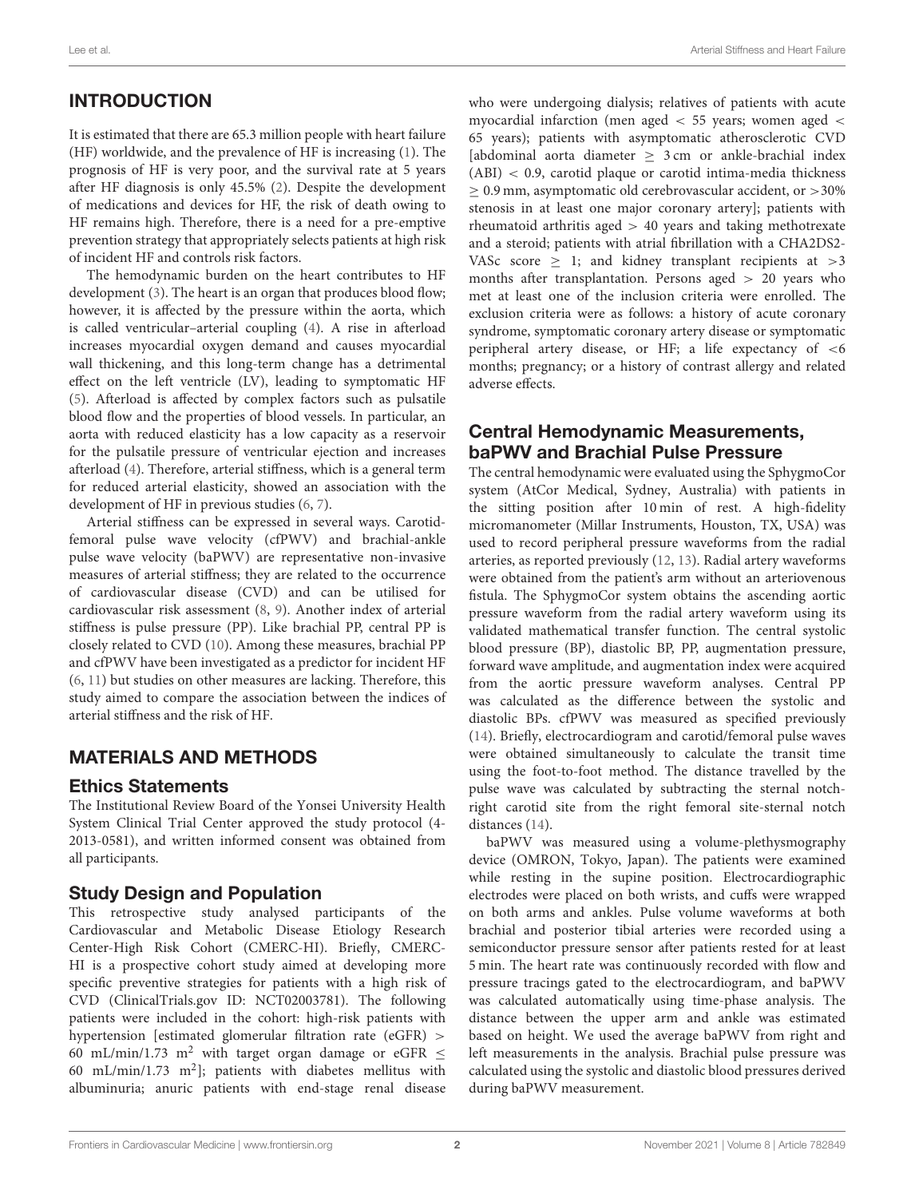## INTRODUCTION

It is estimated that there are 65.3 million people with heart failure (HF) worldwide, and the prevalence of HF is increasing (1). The prognosis of HF is very poor, and the survival rate at 5 years after HF diagnosis is only 45.5% (2). Despite the development of medications and devices for HF, the risk of death owing to HF remains high. Therefore, there is a need for a pre-emptive prevention strategy that appropriately selects patients at high risk of incident HF and controls risk factors.

The hemodynamic burden on the heart contributes to HF development (3). The heart is an organ that produces blood flow; however, it is affected by the pressure within the aorta, which is called ventricular–arterial coupling (4). A rise in afterload increases myocardial oxygen demand and causes myocardial wall thickening, and this long-term change has a detrimental effect on the left ventricle (LV), leading to symptomatic HF (5). Afterload is affected by complex factors such as pulsatile blood flow and the properties of blood vessels. In particular, an aorta with reduced elasticity has a low capacity as a reservoir for the pulsatile pressure of ventricular ejection and increases afterload (4). Therefore, arterial stiffness, which is a general term for reduced arterial elasticity, showed an association with the development of HF in previous studies (6, 7).

Arterial stiffness can be expressed in several ways. Carotid-femoral pulse wave velocity (cfPWV) and brachial-ankle pulse wave velocity (baPWV) are representative non-invasive measures of arterial stiffness; they are related to the occurrence of cardiovascular disease (CVD) and can be utilised for cardiovascular risk assessment (8, 9). Another index of arterial stiffness is pulse pressure (PP). Like brachial PP, central PP is closely related to CVD (10). Among these measures, brachial PP and cfPWV have been investigated as a predictor for incident HF (6, 11) but studies on other measures are lacking. Therefore, this study aimed to compare the association between the indices of arterial stiffness and the risk of HF.

## MATERIALS AND METHODS

### Ethics Statements

The Institutional Review Board of the Yonsei University Health System Clinical Trial Center approved the study protocol (4-2013-0581), and written informed consent was obtained from all participants.

### Study Design and Population

This retrospective study analysed participants of the Cardiovascular and Metabolic Disease Etiology Research Center-High Risk Cohort (CMERC-HI). Briefly, CMERC-HI is a prospective cohort study aimed at developing more specific preventive strategies for patients with a high risk of CVD (ClinicalTrials.gov ID: NCT02003781). The following patients were included in the cohort: high-risk patients with hypertension [estimated glomerular filtration rate (eGFR) > 60 mL/min/1.73 m$^2$ with target organ damage or eGFR ≤ 60 mL/min/1.73 m$^2$]; patients with diabetes mellitus with albuminuria; anuric patients with end-stage renal disease who were undergoing dialysis; relatives of patients with acute myocardial infarction (men aged < 55 years; women aged < 65 years); patients with asymptomatic atherosclerotic CVD [abdominal aorta diameter ≥ 3 cm or ankle-brachial index (ABI) < 0.9, carotid plaque or carotid intima-media thickness ≥ 0.9 mm, asymptomatic old cerebrovascular accident, or >30% stenosis in at least one major coronary artery]; patients with rheumatoid arthritis aged > 40 years and taking methotrexate and a steroid; patients with atrial fibrillation with a CHA2DS2-VASc score ≥ 1; and kidney transplant recipients at >3 months after transplantation. Persons aged > 20 years who met at least one of the inclusion criteria were enrolled. The exclusion criteria were as follows: a history of acute coronary syndrome, symptomatic coronary artery disease or symptomatic peripheral artery disease, or HF; a life expectancy of <6 months; pregnancy; or a history of contrast allergy and related adverse effects.

### Central Hemodynamic Measurements, baPWV and Brachial Pulse Pressure

The central hemodynamic were evaluated using the SphygmoCor system (AtCor Medical, Sydney, Australia) with patients in the sitting position after 10 min of rest. A high-fidelity micromanometer (Millar Instruments, Houston, TX, USA) was used to record peripheral pressure waveforms from the radial arteries, as reported previously (12, 13). Radial artery waveforms were obtained from the patient's arm without an arteriovenous fistula. The SphygmoCor system obtains the ascending aortic pressure waveform from the radial artery waveform using its validated mathematical transfer function. The central systolic blood pressure (BP), diastolic BP, PP, augmentation pressure, forward wave amplitude, and augmentation index were acquired from the aortic pressure waveform analyses. Central PP was calculated as the difference between the systolic and diastolic BPs. cfPWV was measured as specified previously (14). Briefly, electrocardiogram and carotid/femoral pulse waves were obtained simultaneously to calculate the transit time using the foot-to-foot method. The distance travelled by the pulse wave was calculated by subtracting the sternal notch-right carotid site from the right femoral site-sternal notch distances (14).

baPWV was measured using a volume-plethysmography device (OMRON, Tokyo, Japan). The patients were examined while resting in the supine position. Electrocardiographic electrodes were placed on both wrists, and cuffs were wrapped on both arms and ankles. Pulse volume waveforms at both brachial and posterior tibial arteries were recorded using a semiconductor pressure sensor after patients rested for at least 5 min. The heart rate was continuously recorded with flow and pressure tracings gated to the electrocardiogram, and baPWV was calculated automatically using time-phase analysis. The distance between the upper arm and ankle was estimated based on height. We used the average baPWV from right and left measurements in the analysis. Brachial pulse pressure was calculated using the systolic and diastolic blood pressures derived during baPWV measurement.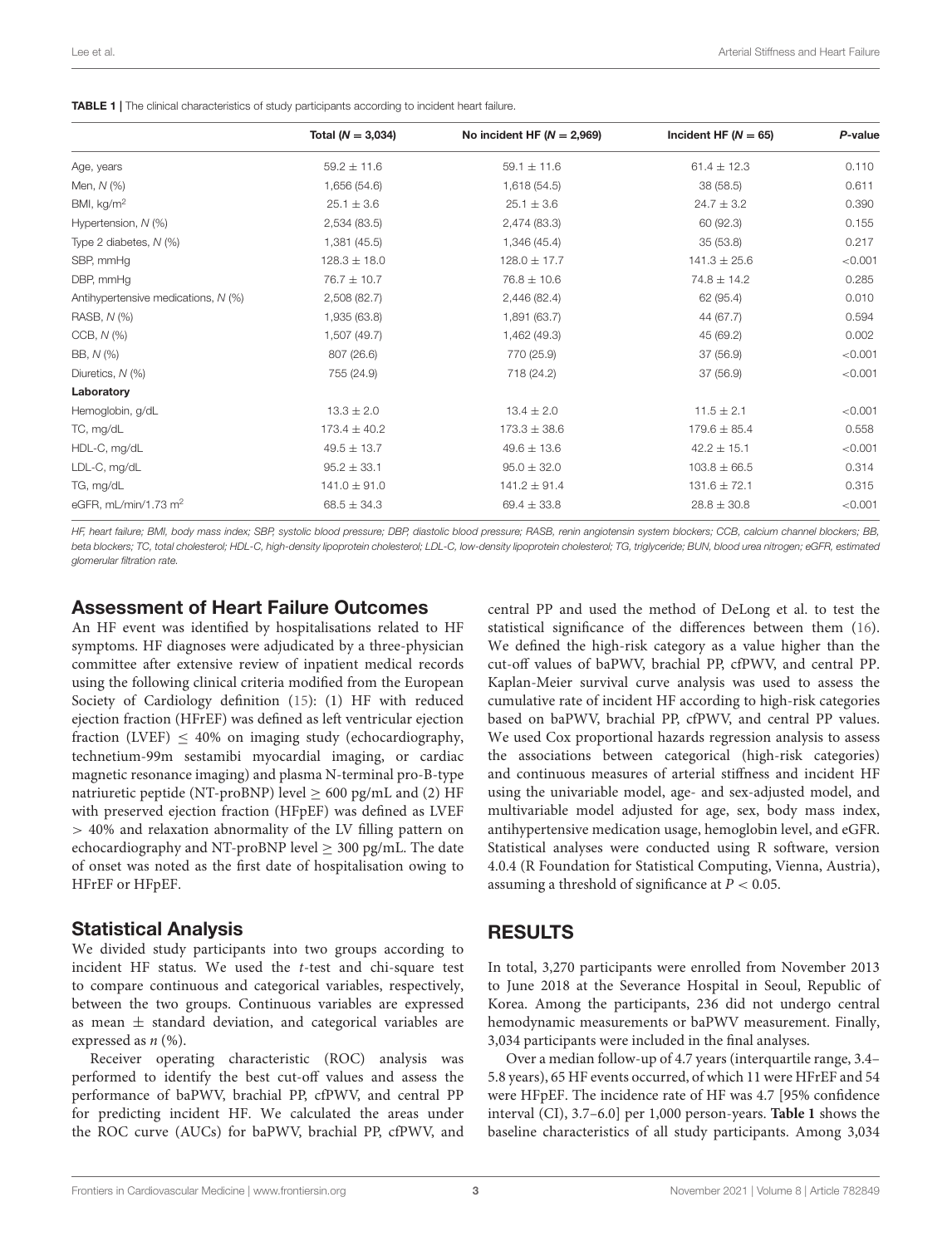**TABLE 1 |** The clinical characteristics of study participants according to incident heart failure.

| | Total (N = 3,034) | No incident HF (N = 2,969) | Incident HF (N = 65) | P-value |
|---|---|---|---|---|
| Age, years | 59.2 ± 11.6 | 59.1 ± 11.6 | 61.4 ± 12.3 | 0.110 |
| Men, N (%) | 1,656 (54.6) | 1,618 (54.5) | 38 (58.5) | 0.611 |
| BMI, kg/m$^2$ | 25.1 ± 3.6 | 25.1 ± 3.6 | 24.7 ± 3.2 | 0.390 |
| Hypertension, N (%) | 2,534 (83.5) | 2,474 (83.3) | 60 (92.3) | 0.155 |
| Type 2 diabetes, N (%) | 1,381 (45.5) | 1,346 (45.4) | 35 (53.8) | 0.217 |
| SBP, mmHg | 128.3 ± 18.0 | 128.0 ± 17.7 | 141.3 ± 25.6 | <0.001 |
| DBP, mmHg | 76.7 ± 10.7 | 76.8 ± 10.6 | 74.8 ± 14.2 | 0.285 |
| Antihypertensive medications, N (%) | 2,508 (82.7) | 2,446 (82.4) | 62 (95.4) | 0.010 |
| RASB, N (%) | 1,935 (63.8) | 1,891 (63.7) | 44 (67.7) | 0.594 |
| CCB, N (%) | 1,507 (49.7) | 1,462 (49.3) | 45 (69.2) | 0.002 |
| BB, N (%) | 807 (26.6) | 770 (25.9) | 37 (56.9) | <0.001 |
| Diuretics, N (%) | 755 (24.9) | 718 (24.2) | 37 (56.9) | <0.001 |
| **Laboratory** | | | | |
| Hemoglobin, g/dL | 13.3 ± 2.0 | 13.4 ± 2.0 | 11.5 ± 2.1 | <0.001 |
| TC, mg/dL | 173.4 ± 40.2 | 173.3 ± 38.6 | 179.6 ± 85.4 | 0.558 |
| HDL-C, mg/dL | 49.5 ± 13.7 | 49.6 ± 13.6 | 42.2 ± 15.1 | <0.001 |
| LDL-C, mg/dL | 95.2 ± 33.1 | 95.0 ± 32.0 | 103.8 ± 66.5 | 0.314 |
| TG, mg/dL | 141.0 ± 91.0 | 141.2 ± 91.4 | 131.6 ± 72.1 | 0.315 |
| eGFR, mL/min/1.73 m$^2$ | 68.5 ± 34.3 | 69.4 ± 33.8 | 28.8 ± 30.8 | <0.001 |

*HF, heart failure; BMI, body mass index; SBP, systolic blood pressure; DBP, diastolic blood pressure; RASB, renin angiotensin system blockers; CCB, calcium channel blockers; BB, beta blockers; TC, total cholesterol; HDL-C, high-density lipoprotein cholesterol; LDL-C, low-density lipoprotein cholesterol; TG, triglyceride; BUN, blood urea nitrogen; eGFR, estimated glomerular filtration rate.*

## Assessment of Heart Failure Outcomes

An HF event was identified by hospitalisations related to HF symptoms. HF diagnoses were adjudicated by a three-physician committee after extensive review of inpatient medical records using the following clinical criteria modified from the European Society of Cardiology definition (15): (1) HF with reduced ejection fraction (HFrEF) was defined as left ventricular ejection fraction (LVEF) ≤ 40% on imaging study (echocardiography, technetium-99m sestamibi myocardial imaging, or cardiac magnetic resonance imaging) and plasma N-terminal pro-B-type natriuretic peptide (NT-proBNP) level ≥ 600 pg/mL and (2) HF with preserved ejection fraction (HFpEF) was defined as LVEF > 40% and relaxation abnormality of the LV filling pattern on echocardiography and NT-proBNP level ≥ 300 pg/mL. The date of onset was noted as the first date of hospitalisation owing to HFrEF or HFpEF.

## Statistical Analysis

We divided study participants into two groups according to incident HF status. We used the *t*-test and chi-square test to compare continuous and categorical variables, respectively, between the two groups. Continuous variables are expressed as mean ± standard deviation, and categorical variables are expressed as *n* (%).

Receiver operating characteristic (ROC) analysis was performed to identify the best cut-off values and assess the performance of baPWV, brachial PP, cfPWV, and central PP for predicting incident HF. We calculated the areas under the ROC curve (AUCs) for baPWV, brachial PP, cfPWV, and central PP and used the method of DeLong et al. to test the statistical significance of the differences between them (16). We defined the high-risk category as a value higher than the cut-off values of baPWV, brachial PP, cfPWV, and central PP. Kaplan-Meier survival curve analysis was used to assess the cumulative rate of incident HF according to high-risk categories based on baPWV, brachial PP, cfPWV, and central PP values. We used Cox proportional hazards regression analysis to assess the associations between categorical (high-risk categories) and continuous measures of arterial stiffness and incident HF using the univariable model, age- and sex-adjusted model, and multivariable model adjusted for age, sex, body mass index, antihypertensive medication usage, hemoglobin level, and eGFR. Statistical analyses were conducted using R software, version 4.0.4 (R Foundation for Statistical Computing, Vienna, Austria), assuming a threshold of significance at $P < 0.05$.

# RESULTS

In total, 3,270 participants were enrolled from November 2013 to June 2018 at the Severance Hospital in Seoul, Republic of Korea. Among the participants, 236 did not undergo central hemodynamic measurements or baPWV measurement. Finally, 3,034 participants were included in the final analyses.

Over a median follow-up of 4.7 years (interquartile range, 3.4–5.8 years), 65 HF events occurred, of which 11 were HFrEF and 54 were HFpEF. The incidence rate of HF was 4.7 [95% confidence interval (CI), 3.7–6.0] per 1,000 person-years. **Table 1** shows the baseline characteristics of all study participants. Among 3,034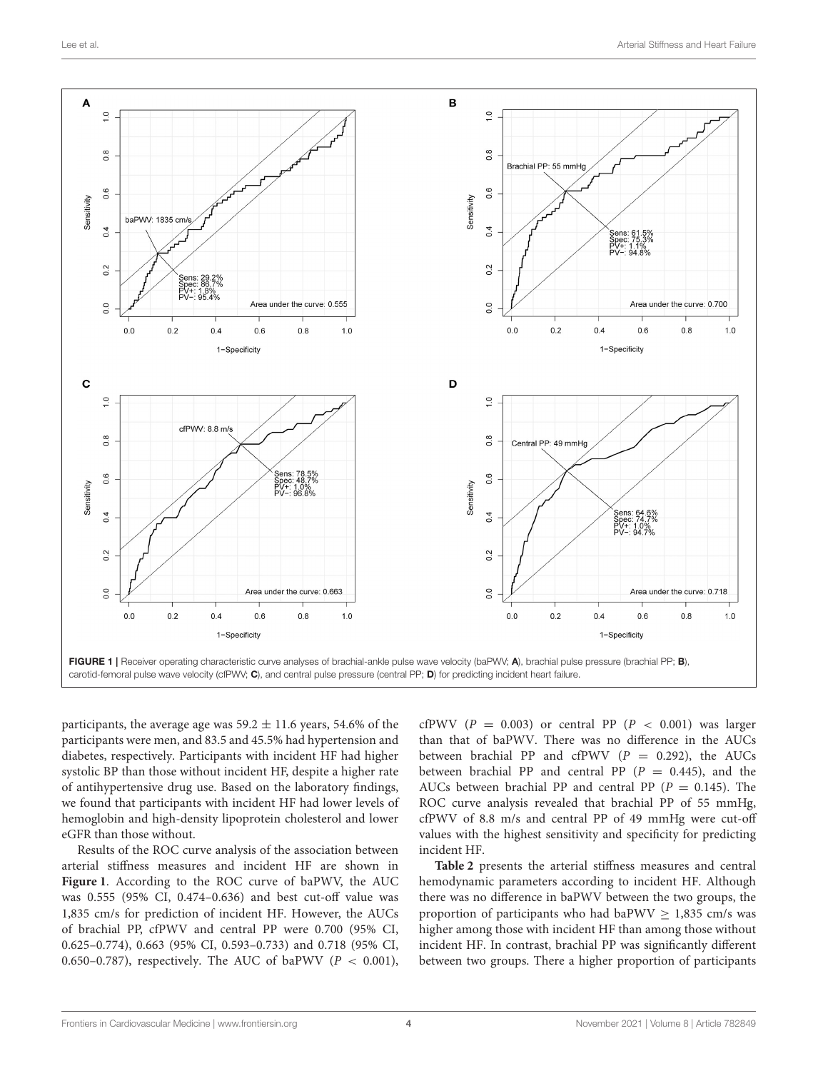FIGURE 1 | Receiver operating characteristic curve analyses of brachial-ankle pulse wave velocity (baPWV; **A**), brachial pulse pressure (brachial PP; **B**), carotid-femoral pulse wave velocity (cfPWV; **C**), and central pulse pressure (central PP; **D**) for predicting incident heart failure.

participants, the average age was 59.2 ± 11.6 years, 54.6% of the participants were men, and 83.5 and 45.5% had hypertension and diabetes, respectively. Participants with incident HF had higher systolic BP than those without incident HF, despite a higher rate of antihypertensive drug use. Based on the laboratory findings, we found that participants with incident HF had lower levels of hemoglobin and high-density lipoprotein cholesterol and lower eGFR than those without.

Results of the ROC curve analysis of the association between arterial stiffness measures and incident HF are shown in **Figure 1**. According to the ROC curve of baPWV, the AUC was 0.555 (95% CI, 0.474–0.636) and best cut-off value was 1,835 cm/s for prediction of incident HF. However, the AUCs of brachial PP, cfPWV and central PP were 0.700 (95% CI, 0.625–0.774), 0.663 (95% CI, 0.593–0.733) and 0.718 (95% CI, 0.650–0.787), respectively. The AUC of baPWV ($P < 0.001$), cfPWV ($P = 0.003$) or central PP ($P < 0.001$) was larger than that of baPWV. There was no difference in the AUCs between brachial PP and cfPWV ($P = 0.292$), the AUCs between brachial PP and central PP ($P = 0.445$), and the AUCs between brachial PP and central PP ($P = 0.145$). The ROC curve analysis revealed that brachial PP of 55 mmHg, cfPWV of 8.8 m/s and central PP of 49 mmHg were cut-off values with the highest sensitivity and specificity for predicting incident HF.

**Table 2** presents the arterial stiffness measures and central hemodynamic parameters according to incident HF. Although there was no difference in baPWV between the two groups, the proportion of participants who had baPWV ≥ 1,835 cm/s was higher among those with incident HF than among those without incident HF. In contrast, brachial PP was significantly different between two groups. There a higher proportion of participants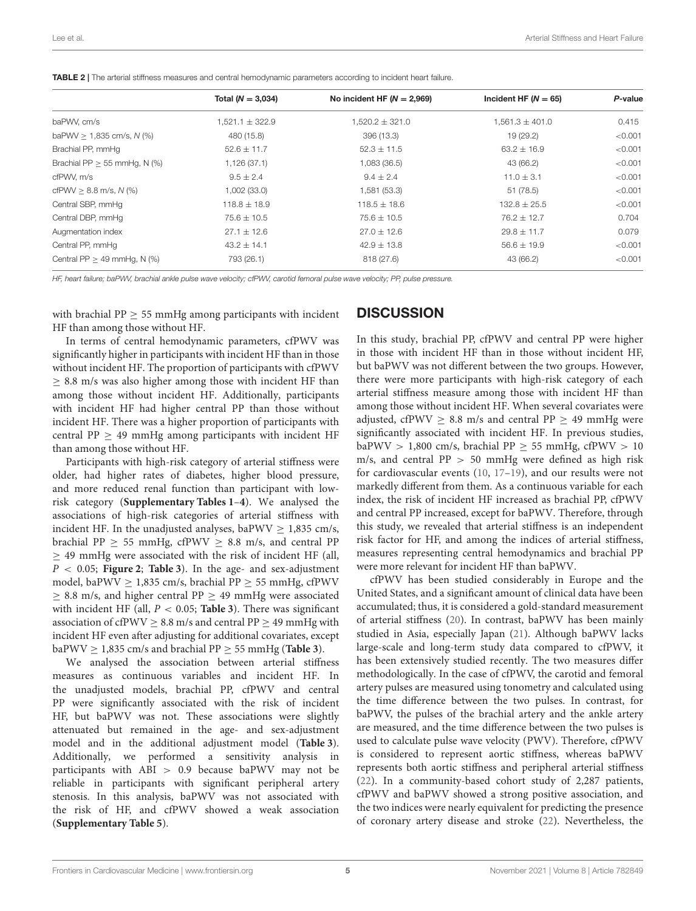**TABLE 2 |** The arterial stiffness measures and central hemodynamic parameters according to incident heart failure.

| | Total ($N$ = 3,034) | No incident HF ($N$ = 2,969) | Incident HF ($N$ = 65) | $P$-value |
|---|---|---|---|---|
| baPWV, cm/s | 1,521.1 ± 322.9 | 1,520.2 ± 321.0 | 1,561.3 ± 401.0 | 0.415 |
| baPWV ≥ 1,835 cm/s, $N$ (%) | 480 (15.8) | 396 (13.3) | 19 (29.2) | <0.001 |
| Brachial PP, mmHg | 52.6 ± 11.7 | 52.3 ± 11.5 | 63.2 ± 16.9 | <0.001 |
| Brachial PP ≥ 55 mmHg, N (%) | 1,126 (37.1) | 1,083 (36.5) | 43 (66.2) | <0.001 |
| cfPWV, m/s | 9.5 ± 2.4 | 9.4 ± 2.4 | 11.0 ± 3.1 | <0.001 |
| cfPWV ≥ 8.8 m/s, $N$ (%) | 1,002 (33.0) | 1,581 (53.3) | 51 (78.5) | <0.001 |
| Central SBP, mmHg | 118.8 ± 18.9 | 118.5 ± 18.6 | 132.8 ± 25.5 | <0.001 |
| Central DBP, mmHg | 75.6 ± 10.5 | 75.6 ± 10.5 | 76.2 ± 12.7 | 0.704 |
| Augmentation index | 27.1 ± 12.6 | 27.0 ± 12.6 | 29.8 ± 11.7 | 0.079 |
| Central PP, mmHg | 43.2 ± 14.1 | 42.9 ± 13.8 | 56.6 ± 19.9 | <0.001 |
| Central PP ≥ 49 mmHg, N (%) | 793 (26.1) | 818 (27.6) | 43 (66.2) | <0.001 |

*HF, heart failure; baPWV, brachial ankle pulse wave velocity; cfPWV, carotid femoral pulse wave velocity; PP, pulse pressure.*

with brachial PP ≥ 55 mmHg among participants with incident HF than among those without HF.

In terms of central hemodynamic parameters, cfPWV was significantly higher in participants with incident HF than in those without incident HF. The proportion of participants with cfPWV ≥ 8.8 m/s was also higher among those with incident HF than among those without incident HF. Additionally, participants with incident HF had higher central PP than those without incident HF. There was a higher proportion of participants with central PP ≥ 49 mmHg among participants with incident HF than among those without HF.

Participants with high-risk category of arterial stiffness were older, had higher rates of diabetes, higher blood pressure, and more reduced renal function than participant with low-risk category (**Supplementary Tables 1–4**). We analysed the associations of high-risk categories of arterial stiffness with incident HF. In the unadjusted analyses, baPWV ≥ 1,835 cm/s, brachial PP ≥ 55 mmHg, cfPWV ≥ 8.8 m/s, and central PP ≥ 49 mmHg were associated with the risk of incident HF (all, $P < 0.05$; **Figure 2**; **Table 3**). In the age- and sex-adjustment model, baPWV ≥ 1,835 cm/s, brachial PP ≥ 55 mmHg, cfPWV ≥ 8.8 m/s, and higher central PP ≥ 49 mmHg were associated with incident HF (all, $P < 0.05$; **Table 3**). There was significant association of cfPWV ≥ 8.8 m/s and central PP ≥ 49 mmHg with incident HF even after adjusting for additional covariates, except baPWV ≥ 1,835 cm/s and brachial PP ≥ 55 mmHg (**Table 3**).

We analysed the association between arterial stiffness measures as continuous variables and incident HF. In the unadjusted models, brachial PP, cfPWV and central PP were significantly associated with the risk of incident HF, but baPWV was not. These associations were slightly attenuated but remained in the age- and sex-adjustment model and in the additional adjustment model (**Table 3**). Additionally, we performed a sensitivity analysis in participants with ABI > 0.9 because baPWV may not be reliable in participants with significant peripheral artery stenosis. In this analysis, baPWV was not associated with the risk of HF, and cfPWV showed a weak association (**Supplementary Table 5**).

## DISCUSSION

In this study, brachial PP, cfPWV and central PP were higher in those with incident HF than in those without incident HF, but baPWV was not different between the two groups. However, there were more participants with high-risk category of each arterial stiffness measure among those with incident HF than among those without incident HF. When several covariates were adjusted, cfPWV ≥ 8.8 m/s and central PP ≥ 49 mmHg were significantly associated with incident HF. In previous studies, baPWV > 1,800 cm/s, brachial PP ≥ 55 mmHg, cfPWV > 10 m/s, and central PP > 50 mmHg were defined as high risk for cardiovascular events (10, 17–19), and our results were not markedly different from them. As a continuous variable for each index, the risk of incident HF increased as brachial PP, cfPWV and central PP increased, except for baPWV. Therefore, through this study, we revealed that arterial stiffness is an independent risk factor for HF, and among the indices of arterial stiffness, measures representing central hemodynamics and brachial PP were more relevant for incident HF than baPWV.

cfPWV has been studied considerably in Europe and the United States, and a significant amount of clinical data have been accumulated; thus, it is considered a gold-standard measurement of arterial stiffness (20). In contrast, baPWV has been mainly studied in Asia, especially Japan (21). Although baPWV lacks large-scale and long-term study data compared to cfPWV, it has been extensively studied recently. The two measures differ methodologically. In the case of cfPWV, the carotid and femoral artery pulses are measured using tonometry and calculated using the time difference between the two pulses. In contrast, for baPWV, the pulses of the brachial artery and the ankle artery are measured, and the time difference between the two pulses is used to calculate pulse wave velocity (PWV). Therefore, cfPWV is considered to represent aortic stiffness, whereas baPWV represents both aortic stiffness and peripheral arterial stiffness (22). In a community-based cohort study of 2,287 patients, cfPWV and baPWV showed a strong positive association, and the two indices were nearly equivalent for predicting the presence of coronary artery disease and stroke (22). Nevertheless, the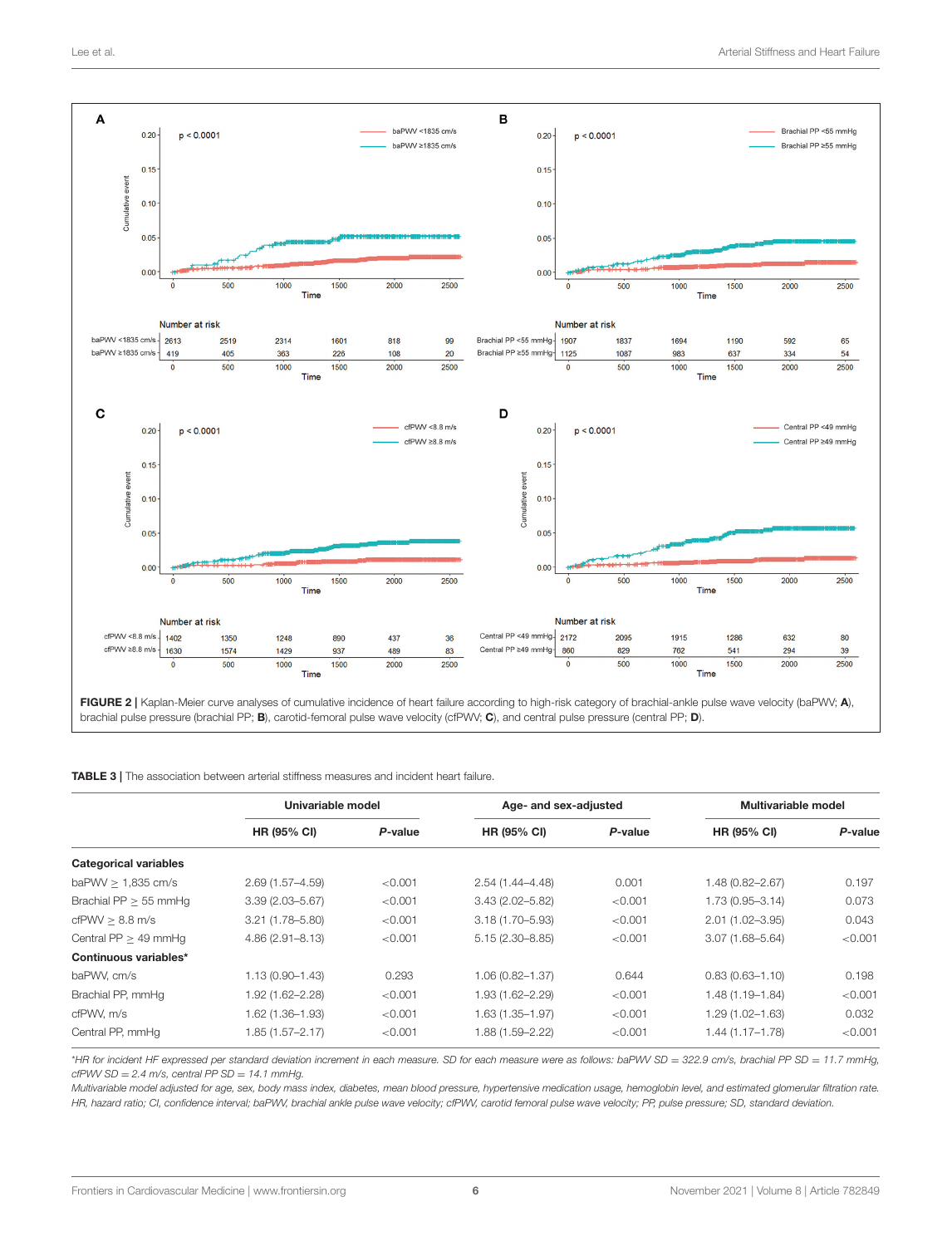**FIGURE 2 |** Kaplan-Meier curve analyses of cumulative incidence of heart failure according to high-risk category of brachial-ankle pulse wave velocity (baPWV; **A**), brachial pulse pressure (brachial PP; **B**), carotid-femoral pulse wave velocity (cfPWV; **C**), and central pulse pressure (central PP; **D**).

**TABLE 3 |** The association between arterial stiffness measures and incident heart failure.

| | Univariable model | | Age- and sex-adjusted | | Multivariable model | |
|---|---|---|---|---|---|---|
| | **HR (95% CI)** | ***P*-value** | **HR (95% CI)** | ***P*-value** | **HR (95% CI)** | ***P*-value** |
| **Categorical variables** | | | | | | |
| baPWV ≥ 1,835 cm/s | 2.69 (1.57–4.59) | <0.001 | 2.54 (1.44–4.48) | 0.001 | 1.48 (0.82–2.67) | 0.197 |
| Brachial PP ≥ 55 mmHg | 3.39 (2.03–5.67) | <0.001 | 3.43 (2.02–5.82) | <0.001 | 1.73 (0.95–3.14) | 0.073 |
| cfPWV ≥ 8.8 m/s | 3.21 (1.78–5.80) | <0.001 | 3.18 (1.70–5.93) | <0.001 | 2.01 (1.02–3.95) | 0.043 |
| Central PP ≥ 49 mmHg | 4.86 (2.91–8.13) | <0.001 | 5.15 (2.30–8.85) | <0.001 | 3.07 (1.68–5.64) | <0.001 |
| **Continuous variables*** | | | | | | |
| baPWV, cm/s | 1.13 (0.90–1.43) | 0.293 | 1.06 (0.82–1.37) | 0.644 | 0.83 (0.63–1.10) | 0.198 |
| Brachial PP, mmHg | 1.92 (1.62–2.28) | <0.001 | 1.93 (1.62–2.29) | <0.001 | 1.48 (1.19–1.84) | <0.001 |
| cfPWV, m/s | 1.62 (1.36–1.93) | <0.001 | 1.63 (1.35–1.97) | <0.001 | 1.29 (1.02–1.63) | 0.032 |
| Central PP, mmHg | 1.85 (1.57–2.17) | <0.001 | 1.88 (1.59–2.22) | <0.001 | 1.44 (1.17–1.78) | <0.001 |

*\*HR for incident HF expressed per standard deviation increment in each measure. SD for each measure were as follows: baPWV SD = 322.9 cm/s, brachial PP SD = 11.7 mmHg, cfPWV SD = 2.4 m/s, central PP SD = 14.1 mmHg.*
*Multivariable model adjusted for age, sex, body mass index, diabetes, mean blood pressure, hypertensive medication usage, hemoglobin level, and estimated glomerular filtration rate.*
*HR, hazard ratio; CI, confidence interval; baPWV, brachial ankle pulse wave velocity; cfPWV, carotid femoral pulse wave velocity; PP, pulse pressure; SD, standard deviation.*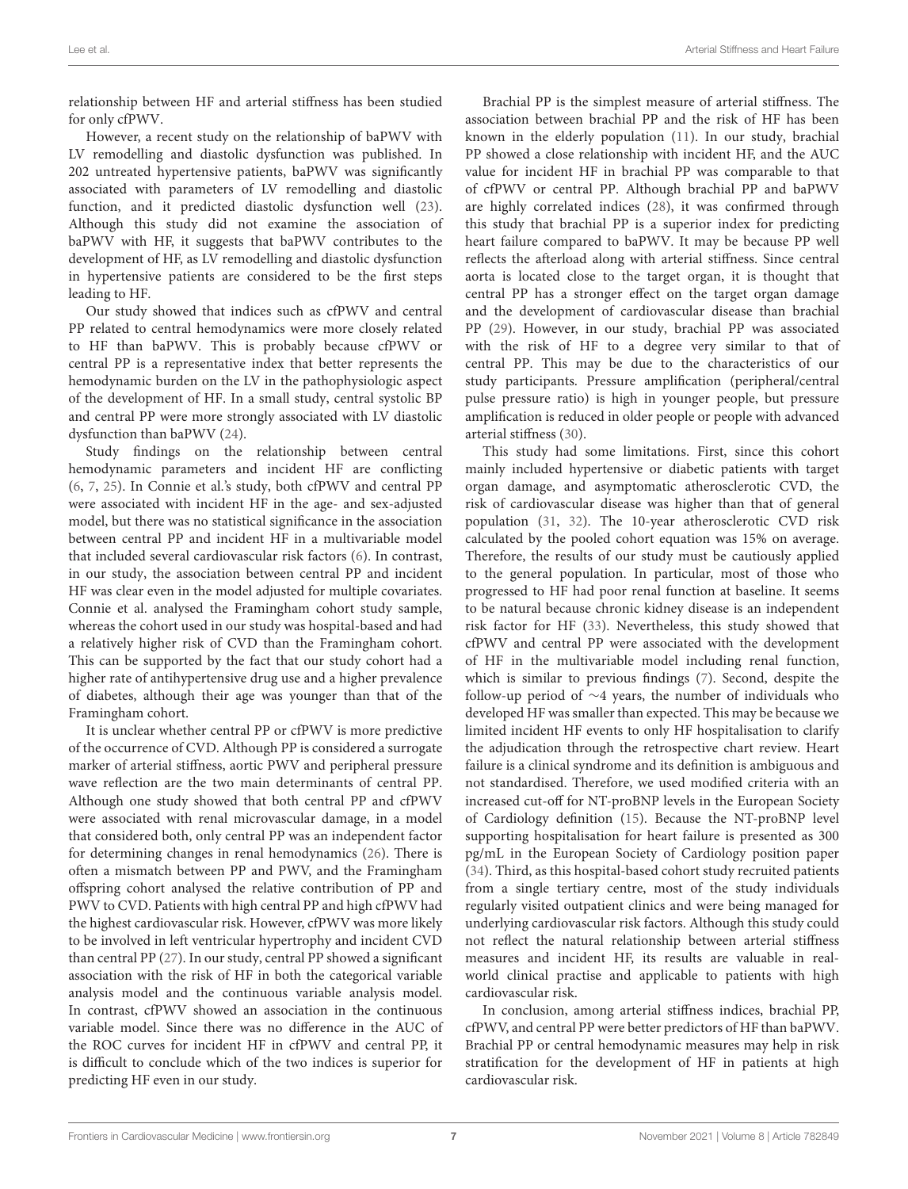relationship between HF and arterial stiffness has been studied for only cfPWV.

However, a recent study on the relationship of baPWV with LV remodelling and diastolic dysfunction was published. In 202 untreated hypertensive patients, baPWV was significantly associated with parameters of LV remodelling and diastolic function, and it predicted diastolic dysfunction well (23). Although this study did not examine the association of baPWV with HF, it suggests that baPWV contributes to the development of HF, as LV remodelling and diastolic dysfunction in hypertensive patients are considered to be the first steps leading to HF.

Our study showed that indices such as cfPWV and central PP related to central hemodynamics were more closely related to HF than baPWV. This is probably because cfPWV or central PP is a representative index that better represents the hemodynamic burden on the LV in the pathophysiologic aspect of the development of HF. In a small study, central systolic BP and central PP were more strongly associated with LV diastolic dysfunction than baPWV (24).

Study findings on the relationship between central hemodynamic parameters and incident HF are conflicting (6, 7, 25). In Connie et al.'s study, both cfPWV and central PP were associated with incident HF in the age- and sex-adjusted model, but there was no statistical significance in the association between central PP and incident HF in a multivariable model that included several cardiovascular risk factors (6). In contrast, in our study, the association between central PP and incident HF was clear even in the model adjusted for multiple covariates. Connie et al. analysed the Framingham cohort study sample, whereas the cohort used in our study was hospital-based and had a relatively higher risk of CVD than the Framingham cohort. This can be supported by the fact that our study cohort had a higher rate of antihypertensive drug use and a higher prevalence of diabetes, although their age was younger than that of the Framingham cohort.

It is unclear whether central PP or cfPWV is more predictive of the occurrence of CVD. Although PP is considered a surrogate marker of arterial stiffness, aortic PWV and peripheral pressure wave reflection are the two main determinants of central PP. Although one study showed that both central PP and cfPWV were associated with renal microvascular damage, in a model that considered both, only central PP was an independent factor for determining changes in renal hemodynamics (26). There is often a mismatch between PP and PWV, and the Framingham offspring cohort analysed the relative contribution of PP and PWV to CVD. Patients with high central PP and high cfPWV had the highest cardiovascular risk. However, cfPWV was more likely to be involved in left ventricular hypertrophy and incident CVD than central PP (27). In our study, central PP showed a significant association with the risk of HF in both the categorical variable analysis model and the continuous variable analysis model. In contrast, cfPWV showed an association in the continuous variable model. Since there was no difference in the AUC of the ROC curves for incident HF in cfPWV and central PP, it is difficult to conclude which of the two indices is superior for predicting HF even in our study.

Brachial PP is the simplest measure of arterial stiffness. The association between brachial PP and the risk of HF has been known in the elderly population (11). In our study, brachial PP showed a close relationship with incident HF, and the AUC value for incident HF in brachial PP was comparable to that of cfPWV or central PP. Although brachial PP and baPWV are highly correlated indices (28), it was confirmed through this study that brachial PP is a superior index for predicting heart failure compared to baPWV. It may be because PP well reflects the afterload along with arterial stiffness. Since central aorta is located close to the target organ, it is thought that central PP has a stronger effect on the target organ damage and the development of cardiovascular disease than brachial PP (29). However, in our study, brachial PP was associated with the risk of HF to a degree very similar to that of central PP. This may be due to the characteristics of our study participants. Pressure amplification (peripheral/central pulse pressure ratio) is high in younger people, but pressure amplification is reduced in older people or people with advanced arterial stiffness (30).

This study had some limitations. First, since this cohort mainly included hypertensive or diabetic patients with target organ damage, and asymptomatic atherosclerotic CVD, the risk of cardiovascular disease was higher than that of general population (31, 32). The 10-year atherosclerotic CVD risk calculated by the pooled cohort equation was 15% on average. Therefore, the results of our study must be cautiously applied to the general population. In particular, most of those who progressed to HF had poor renal function at baseline. It seems to be natural because chronic kidney disease is an independent risk factor for HF (33). Nevertheless, this study showed that cfPWV and central PP were associated with the development of HF in the multivariable model including renal function, which is similar to previous findings (7). Second, despite the follow-up period of ∼4 years, the number of individuals who developed HF was smaller than expected. This may be because we limited incident HF events to only HF hospitalisation to clarify the adjudication through the retrospective chart review. Heart failure is a clinical syndrome and its definition is ambiguous and not standardised. Therefore, we used modified criteria with an increased cut-off for NT-proBNP levels in the European Society of Cardiology definition (15). Because the NT-proBNP level supporting hospitalisation for heart failure is presented as 300 pg/mL in the European Society of Cardiology position paper (34). Third, as this hospital-based cohort study recruited patients from a single tertiary centre, most of the study individuals regularly visited outpatient clinics and were being managed for underlying cardiovascular risk factors. Although this study could not reflect the natural relationship between arterial stiffness measures and incident HF, its results are valuable in real-world clinical practise and applicable to patients with high cardiovascular risk.

In conclusion, among arterial stiffness indices, brachial PP, cfPWV, and central PP were better predictors of HF than baPWV. Brachial PP or central hemodynamic measures may help in risk stratification for the development of HF in patients at high cardiovascular risk.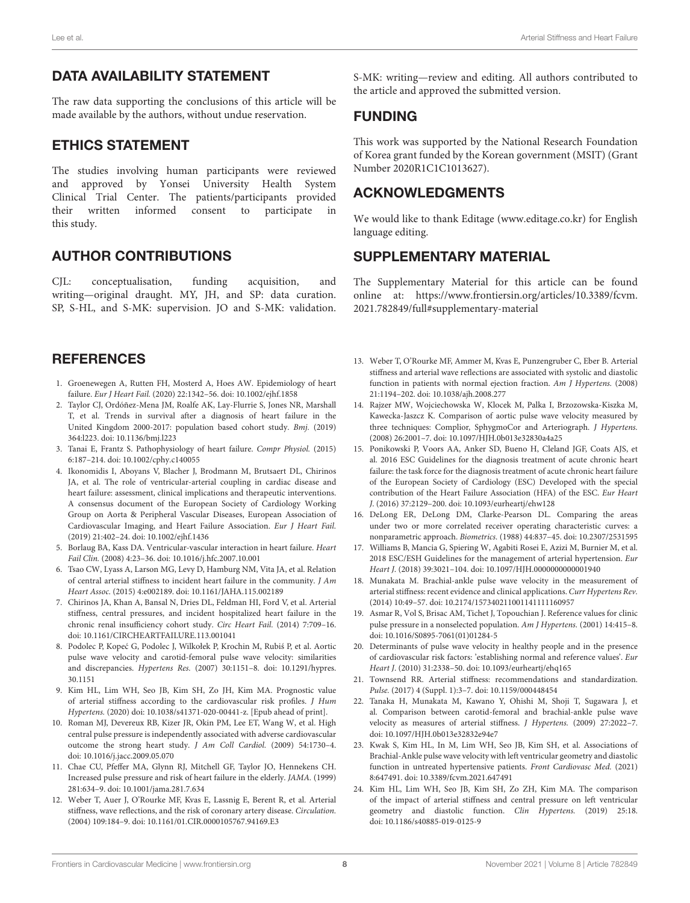## DATA AVAILABILITY STATEMENT

The raw data supporting the conclusions of this article will be made available by the authors, without undue reservation.

## ETHICS STATEMENT

The studies involving human participants were reviewed and approved by Yonsei University Health System Clinical Trial Center. The patients/participants provided their written informed consent to participate in this study.

## AUTHOR CONTRIBUTIONS

CJL: conceptualisation, funding acquisition, and writing—original draught. MY, JH, and SP: data curation. SP, S-HL, and S-MK: supervision. JO and S-MK: validation. S-MK: writing—review and editing. All authors contributed to the article and approved the submitted version.

## FUNDING

This work was supported by the National Research Foundation of Korea grant funded by the Korean government (MSIT) (Grant Number 2020R1C1C1013627).

## ACKNOWLEDGMENTS

We would like to thank Editage (www.editage.co.kr) for English language editing.

## SUPPLEMENTARY MATERIAL

The Supplementary Material for this article can be found online at: https://www.frontiersin.org/articles/10.3389/fcvm.2021.782849/full#supplementary-material

## REFERENCES

1. Groenewegen A, Rutten FH, Mosterd A, Hoes AW. Epidemiology of heart failure. *Eur J Heart Fail.* (2020) 22:1342–56. doi: 10.1002/ejhf.1858
2. Taylor CJ, Ordóñez-Mena JM, Roalfe AK, Lay-Flurrie S, Jones NR, Marshall T, et al. Trends in survival after a diagnosis of heart failure in the United Kingdom 2000-2017: population based cohort study. *Bmj.* (2019) 364:l223. doi: 10.1136/bmj.l223
3. Tanai E, Frantz S. Pathophysiology of heart failure. *Compr Physiol.* (2015) 6:187–214. doi: 10.1002/cphy.c140055
4. Ikonomidis I, Aboyans V, Blacher J, Brodmann M, Brutsaert DL, Chirinos JA, et al. The role of ventricular-arterial coupling in cardiac disease and heart failure: assessment, clinical implications and therapeutic interventions. A consensus document of the European Society of Cardiology Working Group on Aorta & Peripheral Vascular Diseases, European Association of Cardiovascular Imaging, and Heart Failure Association. *Eur J Heart Fail.* (2019) 21:402–24. doi: 10.1002/ejhf.1436
5. Borlaug BA, Kass DA. Ventricular-vascular interaction in heart failure. *Heart Fail Clin.* (2008) 4:23–36. doi: 10.1016/j.hfc.2007.10.001
6. Tsao CW, Lyass A, Larson MG, Levy D, Hamburg NM, Vita JA, et al. Relation of central arterial stiffness to incident heart failure in the community. *J Am Heart Assoc.* (2015) 4:e002189. doi: 10.1161/JAHA.115.002189
7. Chirinos JA, Khan A, Bansal N, Dries DL, Feldman HI, Ford V, et al. Arterial stiffness, central pressures, and incident hospitalized heart failure in the chronic renal insufficiency cohort study. *Circ Heart Fail.* (2014) 7:709–16. doi: 10.1161/CIRCHEARTFAILURE.113.001041
8. Podolec P, Kopeć G, Podolec J, Wilkołek P, Krochin M, Rubiś P, et al. Aortic pulse wave velocity and carotid-femoral pulse wave velocity: similarities and discrepancies. *Hypertens Res.* (2007) 30:1151–8. doi: 10.1291/hypres.30.1151
9. Kim HL, Lim WH, Seo JB, Kim SH, Zo JH, Kim MA. Prognostic value of arterial stiffness according to the cardiovascular risk profiles. *J Hum Hypertens.* (2020) doi: 10.1038/s41371-020-00441-z. [Epub ahead of print].
10. Roman MJ, Devereux RB, Kizer JR, Okin PM, Lee ET, Wang W, et al. High central pulse pressure is independently associated with adverse cardiovascular outcome the strong heart study. *J Am Coll Cardiol.* (2009) 54:1730–4. doi: 10.1016/j.jacc.2009.05.070
11. Chae CU, Pfeffer MA, Glynn RJ, Mitchell GF, Taylor JO, Hennekens CH. Increased pulse pressure and risk of heart failure in the elderly. *JAMA.* (1999) 281:634–9. doi: 10.1001/jama.281.7.634
12. Weber T, Auer J, O'Rourke MF, Kvas E, Lassnig E, Berent R, et al. Arterial stiffness, wave reflections, and the risk of coronary artery disease. *Circulation.* (2004) 109:184–9. doi: 10.1161/01.CIR.0000105767.94169.E3
13. Weber T, O'Rourke MF, Ammer M, Kvas E, Punzengruber C, Eber B. Arterial stiffness and arterial wave reflections are associated with systolic and diastolic function in patients with normal ejection fraction. *Am J Hypertens.* (2008) 21:1194–202. doi: 10.1038/ajh.2008.277
14. Rajzer MW, Wojciechowska W, Klocek M, Palka I, Brzozowska-Kiszka M, Kawecka-Jaszcz K. Comparison of aortic pulse wave velocity measured by three techniques: Complior, SphygmoCor and Arteriograph. *J Hypertens.* (2008) 26:2001–7. doi: 10.1097/HJH.0b013e32830a4a25
15. Ponikowski P, Voors AA, Anker SD, Bueno H, Cleland JGF, Coats AJS, et al. 2016 ESC Guidelines for the diagnosis treatment of acute chronic heart failure: the task force for the diagnosis treatment of acute chronic heart failure of the European Society of Cardiology (ESC) Developed with the special contribution of the Heart Failure Association (HFA) of the ESC. *Eur Heart J.* (2016) 37:2129–200. doi: 10.1093/eurheartj/ehw128
16. DeLong ER, DeLong DM, Clarke-Pearson DL. Comparing the areas under two or more correlated receiver operating characteristic curves: a nonparametric approach. *Biometrics.* (1988) 44:837–45. doi: 10.2307/2531595
17. Williams B, Mancia G, Spiering W, Agabiti Rosei E, Azizi M, Burnier M, et al. 2018 ESC/ESH Guidelines for the management of arterial hypertension. *Eur Heart J.* (2018) 39:3021–104. doi: 10.1097/HJH.0000000000001940
18. Munakata M. Brachial-ankle pulse wave velocity in the measurement of arterial stiffness: recent evidence and clinical applications. *Curr Hypertens Rev.* (2014) 10:49–57. doi: 10.2174/157340211001141111160957
19. Asmar R, Vol S, Brisac AM, Tichet J, Topouchian J. Reference values for clinic pulse pressure in a nonselected population. *Am J Hypertens.* (2001) 14:415–8. doi: 10.1016/S0895-7061(01)01284-5
20. Determinants of pulse wave velocity in healthy people and in the presence of cardiovascular risk factors: 'establishing normal and reference values'. *Eur Heart J.* (2010) 31:2338–50. doi: 10.1093/eurheartj/ehq165
21. Townsend RR. Arterial stiffness: recommendations and standardization. *Pulse.* (2017) 4 (Suppl. 1):3–7. doi: 10.1159/000448454
22. Tanaka H, Munakata M, Kawano Y, Ohishi M, Shoji T, Sugawara J, et al. Comparison between carotid-femoral and brachial-ankle pulse wave velocity as measures of arterial stiffness. *J Hypertens.* (2009) 27:2022–7. doi: 10.1097/HJH.0b013e32832e94e7
23. Kwak S, Kim HL, In M, Lim WH, Seo JB, Kim SH, et al. Associations of Brachial-Ankle pulse wave velocity with left ventricular geometry and diastolic function in untreated hypertensive patients. *Front Cardiovasc Med.* (2021) 8:647491. doi: 10.3389/fcvm.2021.647491
24. Kim HL, Lim WH, Seo JB, Kim SH, Zo ZH, Kim MA. The comparison of the impact of arterial stiffness and central pressure on left ventricular geometry and diastolic function. *Clin Hypertens.* (2019) 25:18. doi: 10.1186/s40885-019-0125-9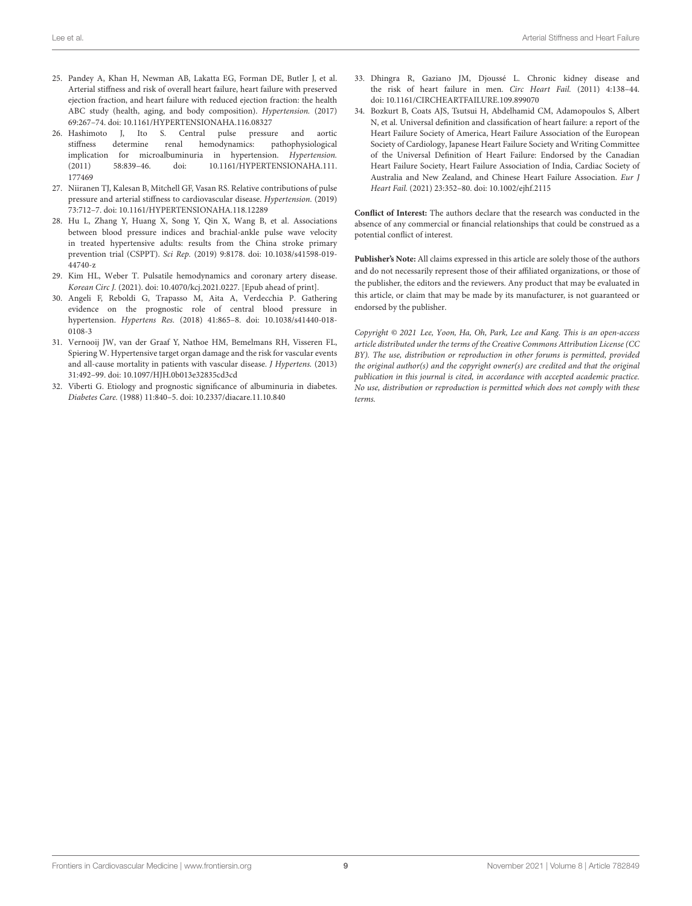25. Pandey A, Khan H, Newman AB, Lakatta EG, Forman DE, Butler J, et al. Arterial stiffness and risk of overall heart failure, heart failure with preserved ejection fraction, and heart failure with reduced ejection fraction: the health ABC study (health, aging, and body composition). *Hypertension.* (2017) 69:267–74. doi: 10.1161/HYPERTENSIONAHA.116.08327
26. Hashimoto J, Ito S. Central pulse pressure and aortic stiffness determine renal hemodynamics: pathophysiological implication for microalbuminuria in hypertension. *Hypertension.* (2011) 58:839–46. doi: 10.1161/HYPERTENSIONAHA.111.177469
27. Niiranen TJ, Kalesan B, Mitchell GF, Vasan RS. Relative contributions of pulse pressure and arterial stiffness to cardiovascular disease. *Hypertension.* (2019) 73:712–7. doi: 10.1161/HYPERTENSIONAHA.118.12289
28. Hu L, Zhang Y, Huang X, Song Y, Qin X, Wang B, et al. Associations between blood pressure indices and brachial-ankle pulse wave velocity in treated hypertensive adults: results from the China stroke primary prevention trial (CSPPT). *Sci Rep.* (2019) 9:8178. doi: 10.1038/s41598-019-44740-z
29. Kim HL, Weber T. Pulsatile hemodynamics and coronary artery disease. *Korean Circ J.* (2021). doi: 10.4070/kcj.2021.0227. [Epub ahead of print].
30. Angeli F, Reboldi G, Trapasso M, Aita A, Verdecchia P. Gathering evidence on the prognostic role of central blood pressure in hypertension. *Hypertens Res.* (2018) 41:865–8. doi: 10.1038/s41440-018-0108-3
31. Vernooij JW, van der Graaf Y, Nathoe HM, Bemelmans RH, Visseren FL, Spiering W. Hypertensive target organ damage and the risk for vascular events and all-cause mortality in patients with vascular disease. *J Hypertens.* (2013) 31:492–99. doi: 10.1097/HJH.0b013e32835cd3cd
32. Viberti G. Etiology and prognostic significance of albuminuria in diabetes. *Diabetes Care.* (1988) 11:840–5. doi: 10.2337/diacare.11.10.840
33. Dhingra R, Gaziano JM, Djoussé L. Chronic kidney disease and the risk of heart failure in men. *Circ Heart Fail.* (2011) 4:138–44. doi: 10.1161/CIRCHEARTFAILURE.109.899070
34. Bozkurt B, Coats AJS, Tsutsui H, Abdelhamid CM, Adamopoulos S, Albert N, et al. Universal definition and classification of heart failure: a report of the Heart Failure Society of America, Heart Failure Association of the European Society of Cardiology, Japanese Heart Failure Society and Writing Committee of the Universal Definition of Heart Failure: Endorsed by the Canadian Heart Failure Society, Heart Failure Association of India, Cardiac Society of Australia and New Zealand, and Chinese Heart Failure Association. *Eur J Heart Fail.* (2021) 23:352–80. doi: 10.1002/ejhf.2115

**Conflict of Interest:** The authors declare that the research was conducted in the absence of any commercial or financial relationships that could be construed as a potential conflict of interest.

**Publisher's Note:** All claims expressed in this article are solely those of the authors and do not necessarily represent those of their affiliated organizations, or those of the publisher, the editors and the reviewers. Any product that may be evaluated in this article, or claim that may be made by its manufacturer, is not guaranteed or endorsed by the publisher.

*Copyright © 2021 Lee, Yoon, Ha, Oh, Park, Lee and Kang. This is an open-access article distributed under the terms of the Creative Commons Attribution License (CC BY). The use, distribution or reproduction in other forums is permitted, provided the original author(s) and the copyright owner(s) are credited and that the original publication in this journal is cited, in accordance with accepted academic practice. No use, distribution or reproduction is permitted which does not comply with these terms.*